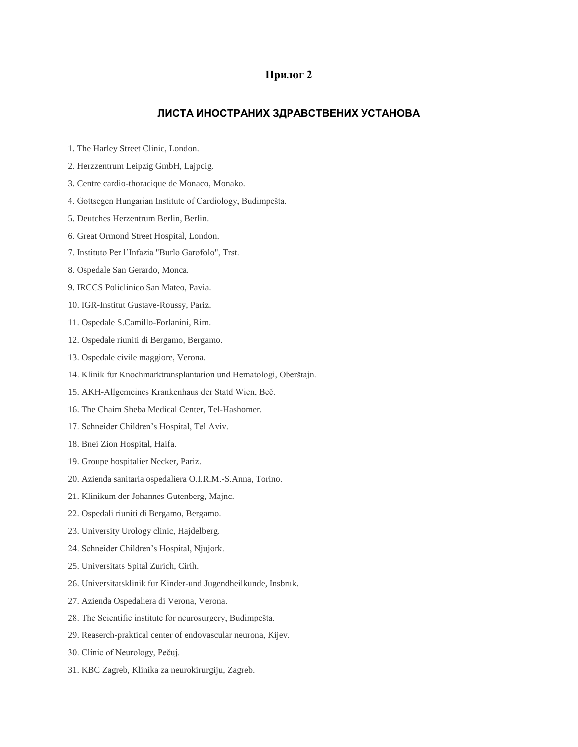## Прилог 2

### ЛИСТА ИНОСТРАНИХ ЗДРАВСТВЕНИХ УСТАНОВА

1. The Harley Street Clinic, London.
2. Herzzentrum Leipzig GmbH, Lajpcig.
3. Centre cardio-thoracique de Monaco, Monako.
4. Gottsegen Hungarian Institute of Cardiology, Budimpešta.
5. Deutches Herzentrum Berlin, Berlin.
6. Great Ormond Street Hospital, London.
7. Instituto Per l'Infazia "Burlo Garofolo", Trst.
8. Ospedale San Gerardo, Monca.
9. IRCCS Policlinico San Mateo, Pavia.
10. IGR-Institut Gustave-Roussy, Pariz.
11. Ospedale S.Camillo-Forlanini, Rim.
12. Ospedale riuniti di Bergamo, Bergamo.
13. Ospedale civile maggiore, Verona.
14. Klinik fur Knochmarktransplantation und Hematologi, Oberštajn.
15. AKH-Allgemeines Krankenhaus der Statd Wien, Beč.
16. The Chaim Sheba Medical Center, Tel-Hashomer.
17. Schneider Children's Hospital, Tel Aviv.
18. Bnei Zion Hospital, Haifa.
19. Groupe hospitalier Necker, Pariz.
20. Azienda sanitaria ospedaliera O.I.R.M.-S.Anna, Torino.
21. Klinikum der Johannes Gutenberg, Majnc.
22. Ospedali riuniti di Bergamo, Bergamo.
23. University Urology clinic, Hajdelberg.
24. Schneider Children's Hospital, Njujork.
25. Universitats Spital Zurich, Cirih.
26. Universitatsklinik fur Kinder-und Jugendheilkunde, Insbruk.
27. Azienda Ospedaliera di Verona, Verona.
28. The Scientific institute for neurosurgery, Budimpešta.
29. Reaserch-praktical center of endovascular neurona, Kijev.
30. Clinic of Neurology, Pečuj.
31. KBC Zagreb, Klinika za neurokirurgiju, Zagreb.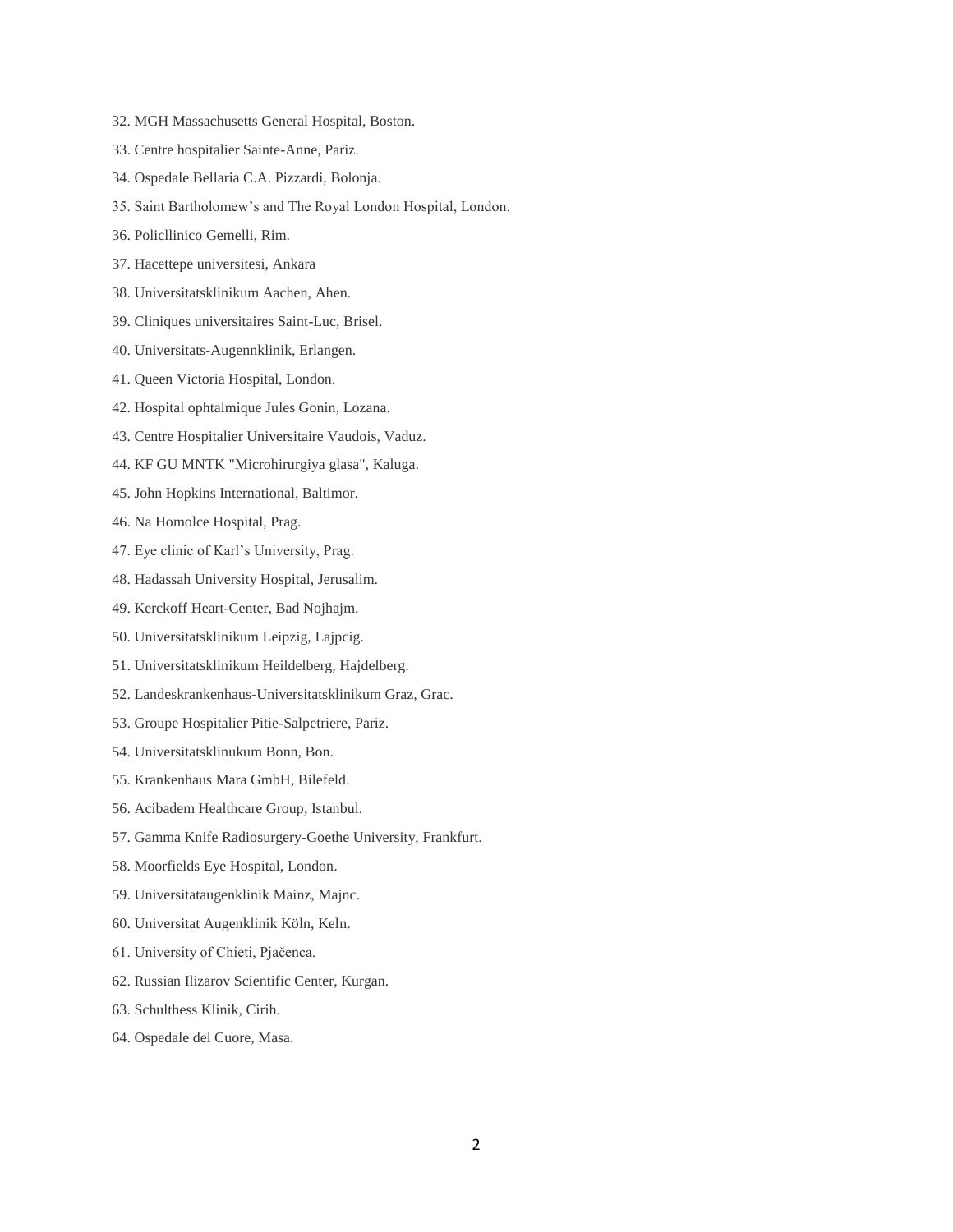32. MGH Massachusetts General Hospital, Boston.
33. Centre hospitalier Sainte-Anne, Pariz.
34. Ospedale Bellaria C.A. Pizzardi, Bolonja.
35. Saint Bartholomew's and The Royal London Hospital, London.
36. Policllinico Gemelli, Rim.
37. Hacettepe universitesi, Ankara
38. Universitatsklinikum Aachen, Ahen.
39. Cliniques universitaires Saint-Luc, Brisel.
40. Universitats-Augennklinik, Erlangen.
41. Queen Victoria Hospital, London.
42. Hospital ophtalmique Jules Gonin, Lozana.
43. Centre Hospitalier Universitaire Vaudois, Vaduz.
44. KF GU MNTK "Microhirurgiya glasa", Kaluga.
45. John Hopkins International, Baltimor.
46. Na Homolce Hospital, Prag.
47. Eye clinic of Karl's University, Prag.
48. Hadassah University Hospital, Jerusalim.
49. Kerckoff Heart-Center, Bad Nojhajm.
50. Universitatsklinikum Leipzig, Lajpcig.
51. Universitatsklinikum Heildelberg, Hajdelberg.
52. Landeskrankenhaus-Universitatsklinikum Graz, Grac.
53. Groupe Hospitalier Pitie-Salpetriere, Pariz.
54. Universitatsklinukum Bonn, Bon.
55. Krankenhaus Mara GmbH, Bilefeld.
56. Acibadem Healthcare Group, Istanbul.
57. Gamma Knife Radiosurgery-Goethe University, Frankfurt.
58. Moorfields Eye Hospital, London.
59. Universitataugenklinik Mainz, Majnc.
60. Universitat Augenklinik Köln, Keln.
61. University of Chieti, Pjačenca.
62. Russian Ilizarov Scientific Center, Kurgan.
63. Schulthess Klinik, Cirih.
64. Ospedale del Cuore, Masa.